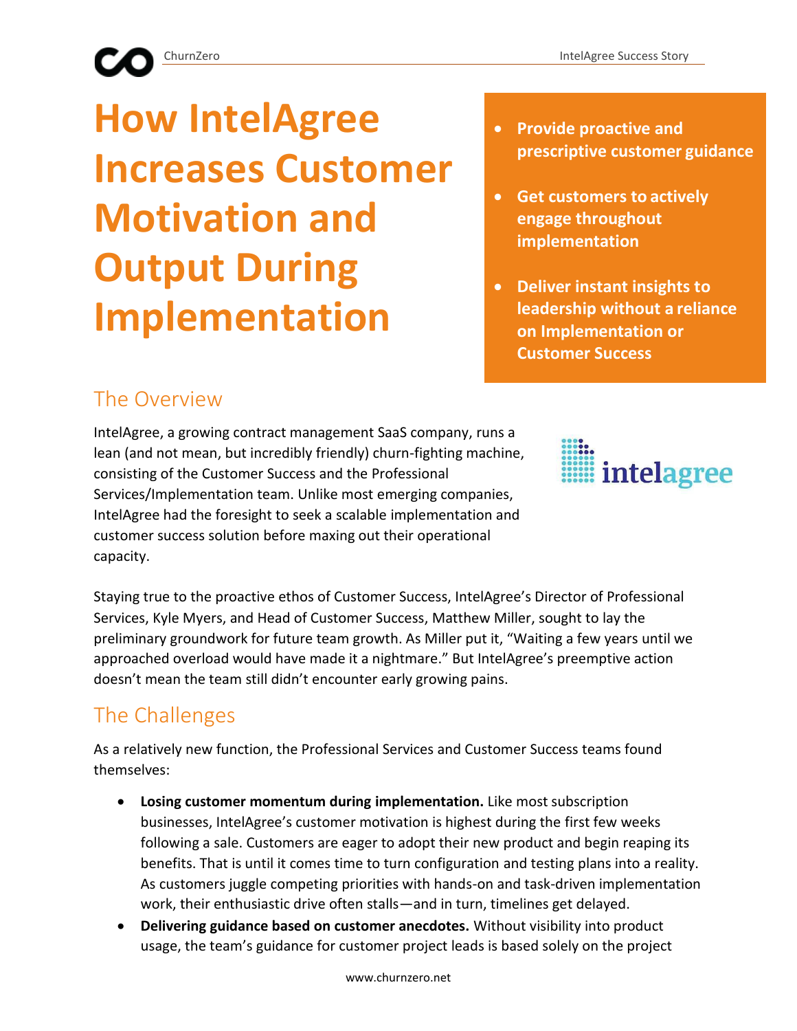# How IntelAgree Increases Customer Motivation and Output During Implementation

- **Provide proactive and prescriptive customer guidance**
- **Get customers to actively engage throughout implementation**
- **Deliver instant insights to leadership without a reliance on Implementation or Customer Success**

## The Overview

IntelAgree, a growing contract management SaaS company, runs a lean (and not mean, but incredibly friendly) churn-fighting machine, consisting of the Customer Success and the Professional Services/Implementation team. Unlike most emerging companies, IntelAgree had the foresight to seek a scalable implementation and customer success solution before maxing out their operational capacity.

Staying true to the proactive ethos of Customer Success, IntelAgree's Director of Professional Services, Kyle Myers, and Head of Customer Success, Matthew Miller, sought to lay the preliminary groundwork for future team growth. As Miller put it, "Waiting a few years until we approached overload would have made it a nightmare." But IntelAgree's preemptive action doesn't mean the team still didn't encounter early growing pains.

## The Challenges

As a relatively new function, the Professional Services and Customer Success teams found themselves:

- **Losing customer momentum during implementation.** Like most subscription businesses, IntelAgree's customer motivation is highest during the first few weeks following a sale. Customers are eager to adopt their new product and begin reaping its benefits. That is until it comes time to turn configuration and testing plans into a reality. As customers juggle competing priorities with hands-on and task-driven implementation work, their enthusiastic drive often stalls—and in turn, timelines get delayed.
- **Delivering guidance based on customer anecdotes.** Without visibility into product usage, the team's guidance for customer project leads is based solely on the project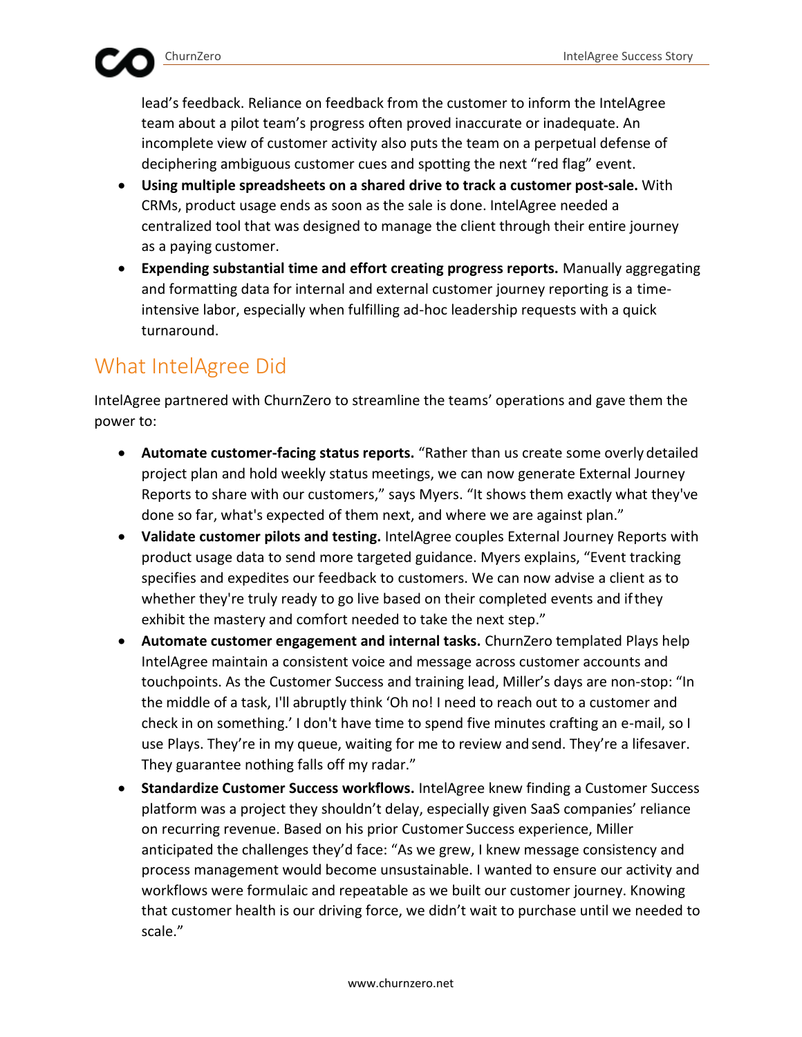lead's feedback. Reliance on feedback from the customer to inform the IntelAgree team about a pilot team's progress often proved inaccurate or inadequate. An incomplete view of customer activity also puts the team on a perpetual defense of deciphering ambiguous customer cues and spotting the next "red flag" event.

- **Using multiple spreadsheets on a shared drive to track a customer post-sale.** With CRMs, product usage ends as soon as the sale is done. IntelAgree needed a centralized tool that was designed to manage the client through their entire journey as a paying customer.
- **Expending substantial time and effort creating progress reports.** Manually aggregating and formatting data for internal and external customer journey reporting is a time-intensive labor, especially when fulfilling ad-hoc leadership requests with a quick turnaround.

## What IntelAgree Did

IntelAgree partnered with ChurnZero to streamline the teams' operations and gave them the power to:

- **Automate customer-facing status reports.** "Rather than us create some overly detailed project plan and hold weekly status meetings, we can now generate External Journey Reports to share with our customers," says Myers. "It shows them exactly what they've done so far, what's expected of them next, and where we are against plan."
- **Validate customer pilots and testing.** IntelAgree couples External Journey Reports with product usage data to send more targeted guidance. Myers explains, "Event tracking specifies and expedites our feedback to customers. We can now advise a client as to whether they're truly ready to go live based on their completed events and if they exhibit the mastery and comfort needed to take the next step."
- **Automate customer engagement and internal tasks.** ChurnZero templated Plays help IntelAgree maintain a consistent voice and message across customer accounts and touchpoints. As the Customer Success and training lead, Miller's days are non-stop: "In the middle of a task, I'll abruptly think 'Oh no! I need to reach out to a customer and check in on something.' I don't have time to spend five minutes crafting an e-mail, so I use Plays. They're in my queue, waiting for me to review and send. They're a lifesaver. They guarantee nothing falls off my radar."
- **Standardize Customer Success workflows.** IntelAgree knew finding a Customer Success platform was a project they shouldn't delay, especially given SaaS companies' reliance on recurring revenue. Based on his prior Customer Success experience, Miller anticipated the challenges they'd face: "As we grew, I knew message consistency and process management would become unsustainable. I wanted to ensure our activity and workflows were formulaic and repeatable as we built our customer journey. Knowing that customer health is our driving force, we didn't wait to purchase until we needed to scale."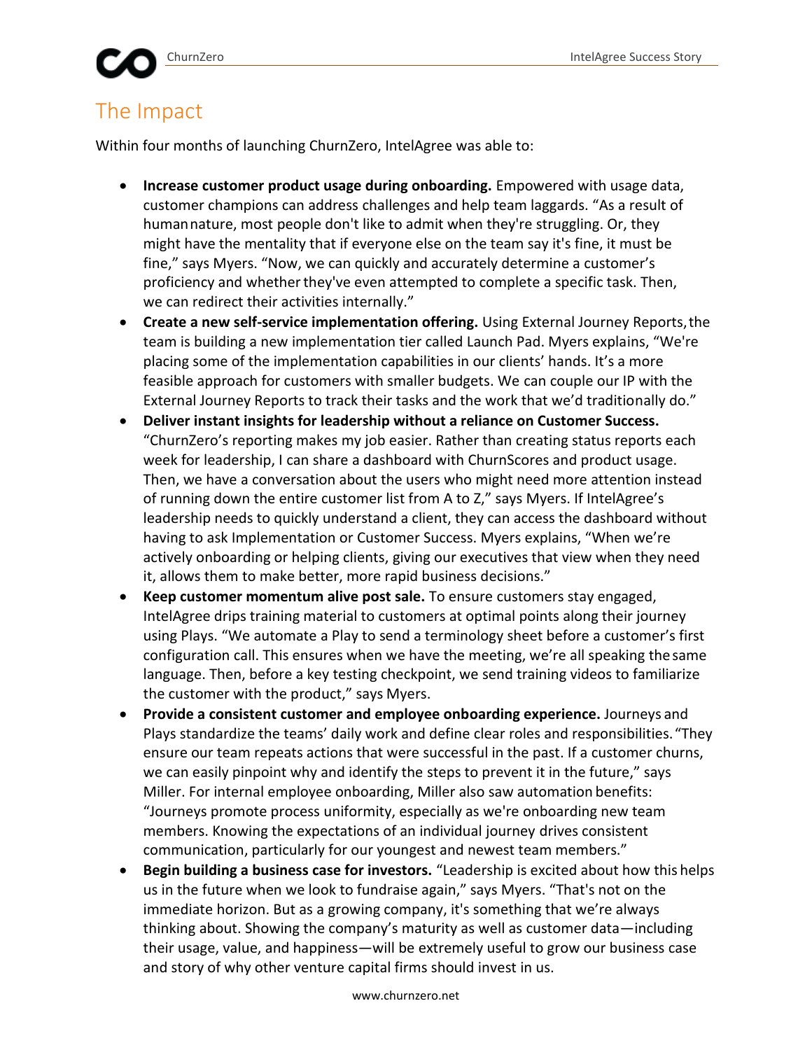## The Impact

Within four months of launching ChurnZero, IntelAgree was able to:

- **Increase customer product usage during onboarding.** Empowered with usage data, customer champions can address challenges and help team laggards. "As a result of human nature, most people don't like to admit when they're struggling. Or, they might have the mentality that if everyone else on the team say it's fine, it must be fine," says Myers. "Now, we can quickly and accurately determine a customer's proficiency and whether they've even attempted to complete a specific task. Then, we can redirect their activities internally."
- **Create a new self-service implementation offering.** Using External Journey Reports, the team is building a new implementation tier called Launch Pad. Myers explains, "We're placing some of the implementation capabilities in our clients' hands. It's a more feasible approach for customers with smaller budgets. We can couple our IP with the External Journey Reports to track their tasks and the work that we'd traditionally do."
- **Deliver instant insights for leadership without a reliance on Customer Success.** "ChurnZero's reporting makes my job easier. Rather than creating status reports each week for leadership, I can share a dashboard with ChurnScores and product usage. Then, we have a conversation about the users who might need more attention instead of running down the entire customer list from A to Z," says Myers. If IntelAgree's leadership needs to quickly understand a client, they can access the dashboard without having to ask Implementation or Customer Success. Myers explains, "When we're actively onboarding or helping clients, giving our executives that view when they need it, allows them to make better, more rapid business decisions."
- **Keep customer momentum alive post sale.** To ensure customers stay engaged, IntelAgree drips training material to customers at optimal points along their journey using Plays. "We automate a Play to send a terminology sheet before a customer's first configuration call. This ensures when we have the meeting, we're all speaking the same language. Then, before a key testing checkpoint, we send training videos to familiarize the customer with the product," says Myers.
- **Provide a consistent customer and employee onboarding experience.** Journeys and Plays standardize the teams' daily work and define clear roles and responsibilities. "They ensure our team repeats actions that were successful in the past. If a customer churns, we can easily pinpoint why and identify the steps to prevent it in the future," says Miller. For internal employee onboarding, Miller also saw automation benefits: "Journeys promote process uniformity, especially as we're onboarding new team members. Knowing the expectations of an individual journey drives consistent communication, particularly for our youngest and newest team members."
- **Begin building a business case for investors.** "Leadership is excited about how this helps us in the future when we look to fundraise again," says Myers. "That's not on the immediate horizon. But as a growing company, it's something that we're always thinking about. Showing the company's maturity as well as customer data—including their usage, value, and happiness—will be extremely useful to grow our business case and story of why other venture capital firms should invest in us.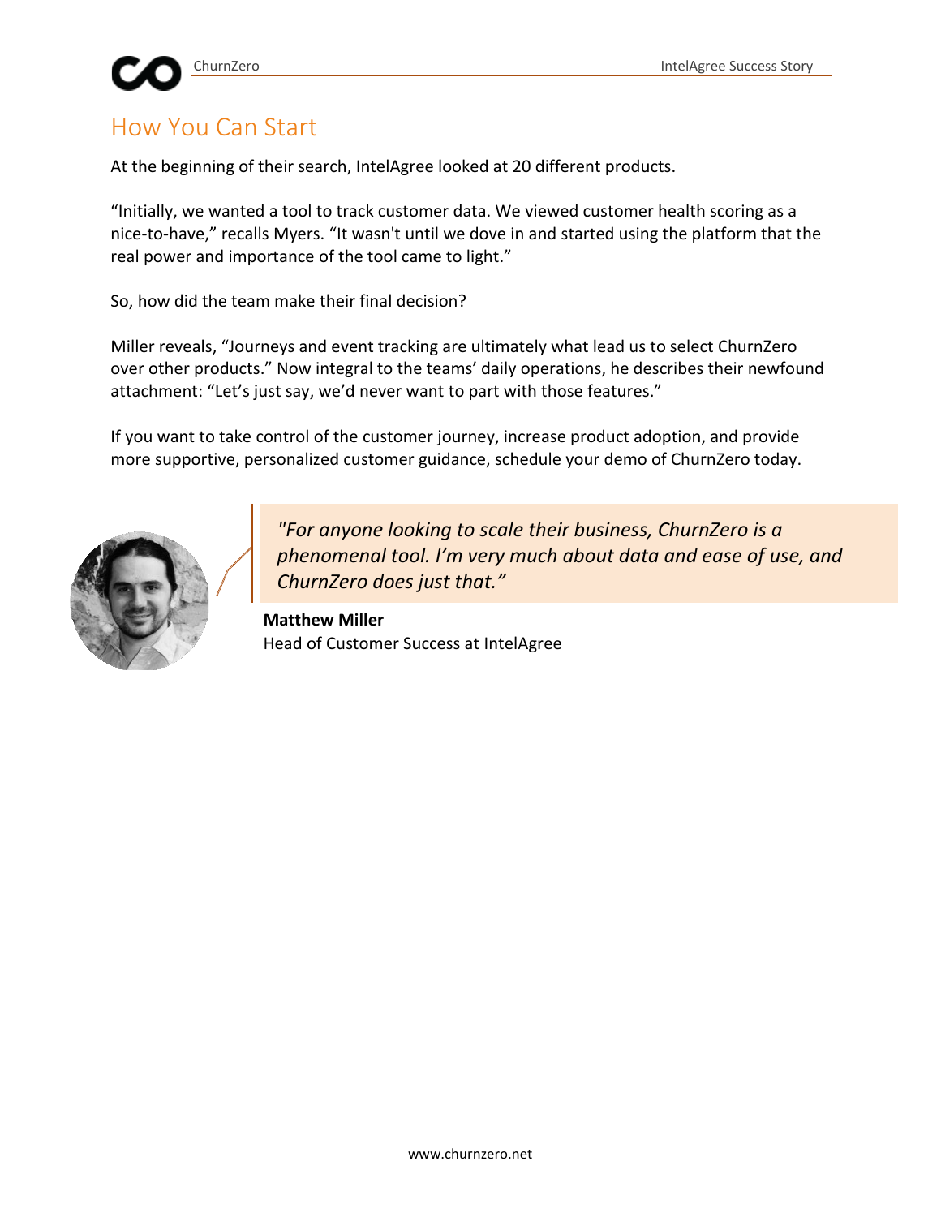## How You Can Start

At the beginning of their search, IntelAgree looked at 20 different products.

"Initially, we wanted a tool to track customer data. We viewed customer health scoring as a nice-to-have," recalls Myers. "It wasn't until we dove in and started using the platform that the real power and importance of the tool came to light."

So, how did the team make their final decision?

Miller reveals, "Journeys and event tracking are ultimately what lead us to select ChurnZero over other products." Now integral to the teams' daily operations, he describes their newfound attachment: "Let's just say, we'd never want to part with those features."

If you want to take control of the customer journey, increase product adoption, and provide more supportive, personalized customer guidance, schedule your demo of ChurnZero today.

> *"For anyone looking to scale their business, ChurnZero is a phenomenal tool. I'm very much about data and ease of use, and ChurnZero does just that."*

**Matthew Miller**
Head of Customer Success at IntelAgree